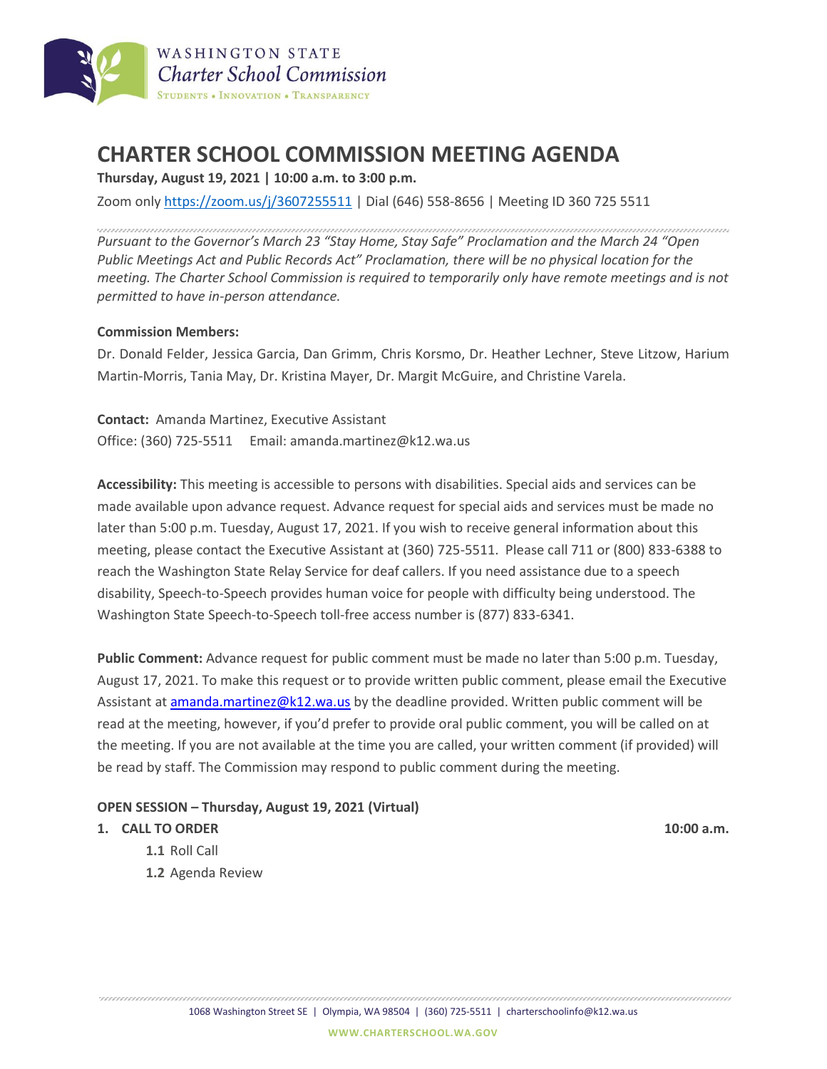WASHINGTON STATE
*Charter School Commission*
STUDENTS • INNOVATION • TRANSPARENCY

# CHARTER SCHOOL COMMISSION MEETING AGENDA

**Thursday, August 19, 2021 | 10:00 a.m. to 3:00 p.m.**

Zoom only https://zoom.us/j/3607255511 | Dial (646) 558-8656 | Meeting ID 360 725 5511

*Pursuant to the Governor's March 23 "Stay Home, Stay Safe" Proclamation and the March 24 "Open Public Meetings Act and Public Records Act" Proclamation, there will be no physical location for the meeting. The Charter School Commission is required to temporarily only have remote meetings and is not permitted to have in-person attendance.*

**Commission Members:**
Dr. Donald Felder, Jessica Garcia, Dan Grimm, Chris Korsmo, Dr. Heather Lechner, Steve Litzow, Harium Martin-Morris, Tania May, Dr. Kristina Mayer, Dr. Margit McGuire, and Christine Varela.

**Contact:** Amanda Martinez, Executive Assistant
Office: (360) 725-5511 Email: amanda.martinez@k12.wa.us

**Accessibility:** This meeting is accessible to persons with disabilities. Special aids and services can be made available upon advance request. Advance request for special aids and services must be made no later than 5:00 p.m. Tuesday, August 17, 2021. If you wish to receive general information about this meeting, please contact the Executive Assistant at (360) 725-5511. Please call 711 or (800) 833-6388 to reach the Washington State Relay Service for deaf callers. If you need assistance due to a speech disability, Speech-to-Speech provides human voice for people with difficulty being understood. The Washington State Speech-to-Speech toll-free access number is (877) 833-6341.

**Public Comment:** Advance request for public comment must be made no later than 5:00 p.m. Tuesday, August 17, 2021. To make this request or to provide written public comment, please email the Executive Assistant at amanda.martinez@k12.wa.us by the deadline provided. Written public comment will be read at the meeting, however, if you'd prefer to provide oral public comment, you will be called on at the meeting. If you are not available at the time you are called, your written comment (if provided) will be read by staff. The Commission may respond to public comment during the meeting.

**OPEN SESSION – Thursday, August 19, 2021 (Virtual)**

**1. CALL TO ORDER** **10:00 a.m.**

- **1.1** Roll Call
- **1.2** Agenda Review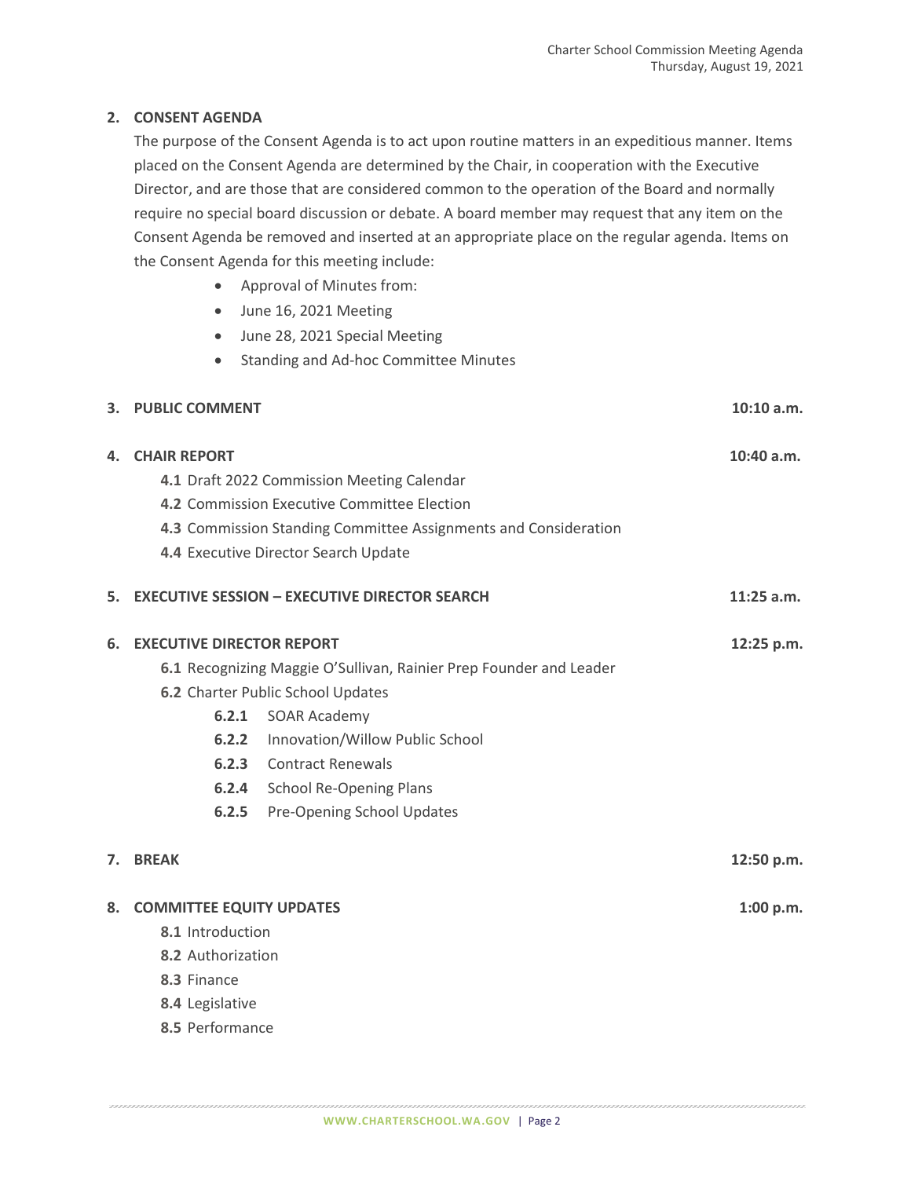**2. CONSENT AGENDA**

The purpose of the Consent Agenda is to act upon routine matters in an expeditious manner. Items placed on the Consent Agenda are determined by the Chair, in cooperation with the Executive Director, and are those that are considered common to the operation of the Board and normally require no special board discussion or debate. A board member may request that any item on the Consent Agenda be removed and inserted at an appropriate place on the regular agenda. Items on the Consent Agenda for this meeting include:

- Approval of Minutes from:
- June 16, 2021 Meeting
- June 28, 2021 Special Meeting
- Standing and Ad-hoc Committee Minutes

**3. PUBLIC COMMENT** — **10:10 a.m.**

**4. CHAIR REPORT** — **10:40 a.m.**

- **4.1** Draft 2022 Commission Meeting Calendar
- **4.2** Commission Executive Committee Election
- **4.3** Commission Standing Committee Assignments and Consideration
- **4.4** Executive Director Search Update

**5. EXECUTIVE SESSION – EXECUTIVE DIRECTOR SEARCH** — **11:25 a.m.**

**6. EXECUTIVE DIRECTOR REPORT** — **12:25 p.m.**

- **6.1** Recognizing Maggie O'Sullivan, Rainier Prep Founder and Leader
- **6.2** Charter Public School Updates
  - **6.2.1** SOAR Academy
  - **6.2.2** Innovation/Willow Public School
  - **6.2.3** Contract Renewals
  - **6.2.4** School Re-Opening Plans
  - **6.2.5** Pre-Opening School Updates

**7. BREAK** — **12:50 p.m.**

**8. COMMITTEE EQUITY UPDATES** — **1:00 p.m.**

- **8.1** Introduction
- **8.2** Authorization
- **8.3** Finance
- **8.4** Legislative
- **8.5** Performance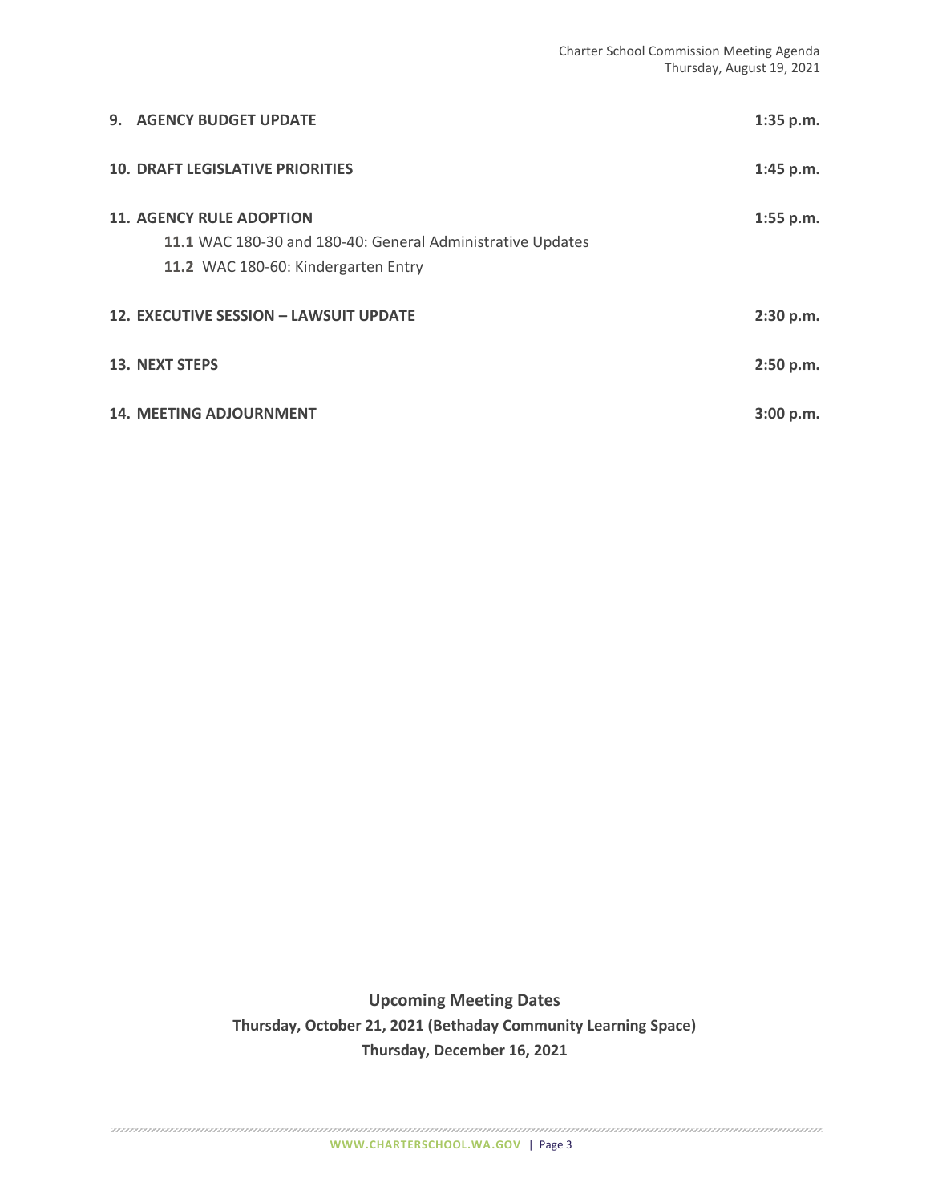**9. AGENCY BUDGET UPDATE** **1:35 p.m.**

**10. DRAFT LEGISLATIVE PRIORITIES** **1:45 p.m.**

**11. AGENCY RULE ADOPTION** **1:55 p.m.**

- **11.1** WAC 180-30 and 180-40: General Administrative Updates
- **11.2** WAC 180-60: Kindergarten Entry

**12. EXECUTIVE SESSION – LAWSUIT UPDATE** **2:30 p.m.**

**13. NEXT STEPS** **2:50 p.m.**

**14. MEETING ADJOURNMENT** **3:00 p.m.**

**Upcoming Meeting Dates**

**Thursday, October 21, 2021 (Bethaday Community Learning Space)**

**Thursday, December 16, 2021**